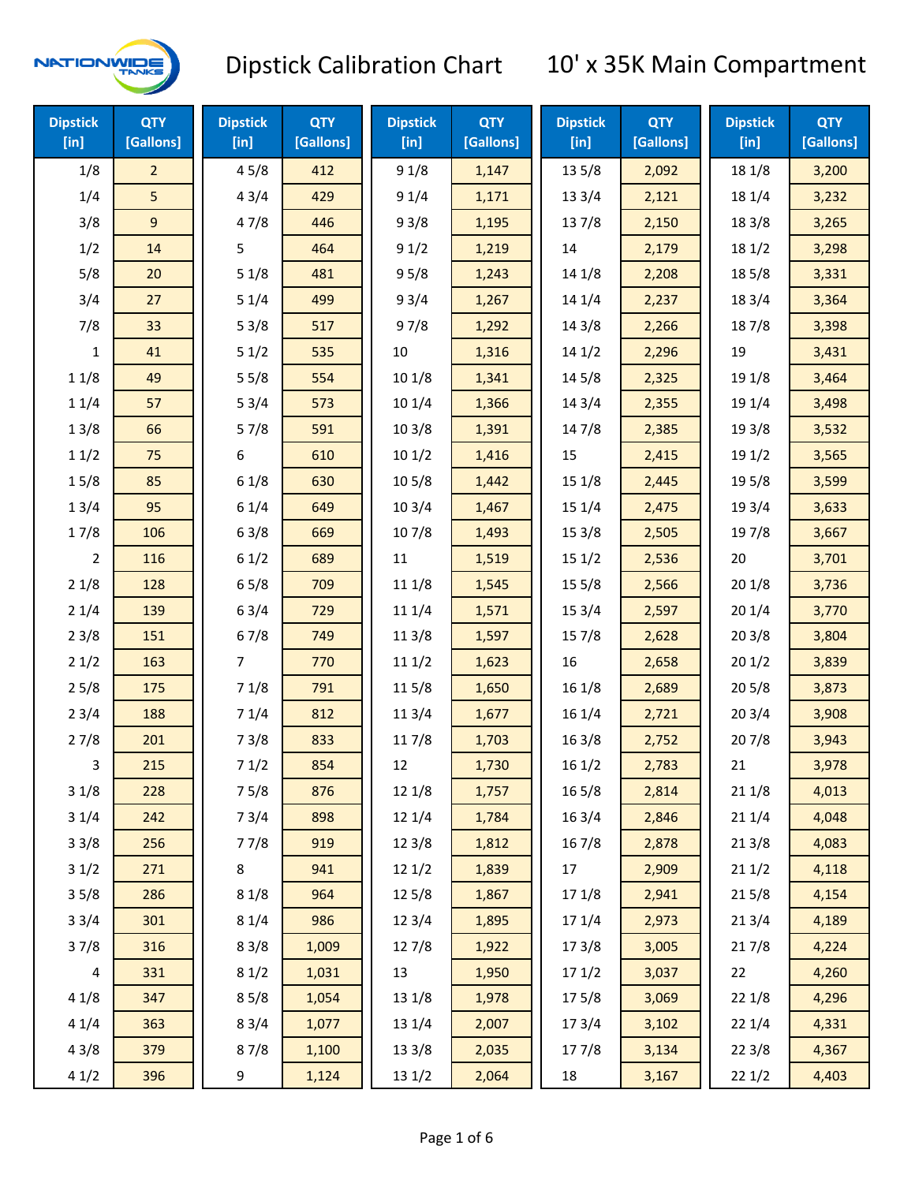# Dipstick Calibration Chart

## 10' x 35K Main Compartment

| Dipstick [in] | QTY [Gallons] | Dipstick [in] | QTY [Gallons] | Dipstick [in] | QTY [Gallons] | Dipstick [in] | QTY [Gallons] | Dipstick [in] | QTY [Gallons] |
|---|---|---|---|---|---|---|---|---|---|
| 1/8 | 2 | 4 5/8 | 412 | 9 1/8 | 1,147 | 13 5/8 | 2,092 | 18 1/8 | 3,200 |
| 1/4 | 5 | 4 3/4 | 429 | 9 1/4 | 1,171 | 13 3/4 | 2,121 | 18 1/4 | 3,232 |
| 3/8 | 9 | 4 7/8 | 446 | 9 3/8 | 1,195 | 13 7/8 | 2,150 | 18 3/8 | 3,265 |
| 1/2 | 14 | 5 | 464 | 9 1/2 | 1,219 | 14 | 2,179 | 18 1/2 | 3,298 |
| 5/8 | 20 | 5 1/8 | 481 | 9 5/8 | 1,243 | 14 1/8 | 2,208 | 18 5/8 | 3,331 |
| 3/4 | 27 | 5 1/4 | 499 | 9 3/4 | 1,267 | 14 1/4 | 2,237 | 18 3/4 | 3,364 |
| 7/8 | 33 | 5 3/8 | 517 | 9 7/8 | 1,292 | 14 3/8 | 2,266 | 18 7/8 | 3,398 |
| 1 | 41 | 5 1/2 | 535 | 10 | 1,316 | 14 1/2 | 2,296 | 19 | 3,431 |
| 1 1/8 | 49 | 5 5/8 | 554 | 10 1/8 | 1,341 | 14 5/8 | 2,325 | 19 1/8 | 3,464 |
| 1 1/4 | 57 | 5 3/4 | 573 | 10 1/4 | 1,366 | 14 3/4 | 2,355 | 19 1/4 | 3,498 |
| 1 3/8 | 66 | 5 7/8 | 591 | 10 3/8 | 1,391 | 14 7/8 | 2,385 | 19 3/8 | 3,532 |
| 1 1/2 | 75 | 6 | 610 | 10 1/2 | 1,416 | 15 | 2,415 | 19 1/2 | 3,565 |
| 1 5/8 | 85 | 6 1/8 | 630 | 10 5/8 | 1,442 | 15 1/8 | 2,445 | 19 5/8 | 3,599 |
| 1 3/4 | 95 | 6 1/4 | 649 | 10 3/4 | 1,467 | 15 1/4 | 2,475 | 19 3/4 | 3,633 |
| 1 7/8 | 106 | 6 3/8 | 669 | 10 7/8 | 1,493 | 15 3/8 | 2,505 | 19 7/8 | 3,667 |
| 2 | 116 | 6 1/2 | 689 | 11 | 1,519 | 15 1/2 | 2,536 | 20 | 3,701 |
| 2 1/8 | 128 | 6 5/8 | 709 | 11 1/8 | 1,545 | 15 5/8 | 2,566 | 20 1/8 | 3,736 |
| 2 1/4 | 139 | 6 3/4 | 729 | 11 1/4 | 1,571 | 15 3/4 | 2,597 | 20 1/4 | 3,770 |
| 2 3/8 | 151 | 6 7/8 | 749 | 11 3/8 | 1,597 | 15 7/8 | 2,628 | 20 3/8 | 3,804 |
| 2 1/2 | 163 | 7 | 770 | 11 1/2 | 1,623 | 16 | 2,658 | 20 1/2 | 3,839 |
| 2 5/8 | 175 | 7 1/8 | 791 | 11 5/8 | 1,650 | 16 1/8 | 2,689 | 20 5/8 | 3,873 |
| 2 3/4 | 188 | 7 1/4 | 812 | 11 3/4 | 1,677 | 16 1/4 | 2,721 | 20 3/4 | 3,908 |
| 2 7/8 | 201 | 7 3/8 | 833 | 11 7/8 | 1,703 | 16 3/8 | 2,752 | 20 7/8 | 3,943 |
| 3 | 215 | 7 1/2 | 854 | 12 | 1,730 | 16 1/2 | 2,783 | 21 | 3,978 |
| 3 1/8 | 228 | 7 5/8 | 876 | 12 1/8 | 1,757 | 16 5/8 | 2,814 | 21 1/8 | 4,013 |
| 3 1/4 | 242 | 7 3/4 | 898 | 12 1/4 | 1,784 | 16 3/4 | 2,846 | 21 1/4 | 4,048 |
| 3 3/8 | 256 | 7 7/8 | 919 | 12 3/8 | 1,812 | 16 7/8 | 2,878 | 21 3/8 | 4,083 |
| 3 1/2 | 271 | 8 | 941 | 12 1/2 | 1,839 | 17 | 2,909 | 21 1/2 | 4,118 |
| 3 5/8 | 286 | 8 1/8 | 964 | 12 5/8 | 1,867 | 17 1/8 | 2,941 | 21 5/8 | 4,154 |
| 3 3/4 | 301 | 8 1/4 | 986 | 12 3/4 | 1,895 | 17 1/4 | 2,973 | 21 3/4 | 4,189 |
| 3 7/8 | 316 | 8 3/8 | 1,009 | 12 7/8 | 1,922 | 17 3/8 | 3,005 | 21 7/8 | 4,224 |
| 4 | 331 | 8 1/2 | 1,031 | 13 | 1,950 | 17 1/2 | 3,037 | 22 | 4,260 |
| 4 1/8 | 347 | 8 5/8 | 1,054 | 13 1/8 | 1,978 | 17 5/8 | 3,069 | 22 1/8 | 4,296 |
| 4 1/4 | 363 | 8 3/4 | 1,077 | 13 1/4 | 2,007 | 17 3/4 | 3,102 | 22 1/4 | 4,331 |
| 4 3/8 | 379 | 8 7/8 | 1,100 | 13 3/8 | 2,035 | 17 7/8 | 3,134 | 22 3/8 | 4,367 |
| 4 1/2 | 396 | 9 | 1,124 | 13 1/2 | 2,064 | 18 | 3,167 | 22 1/2 | 4,403 |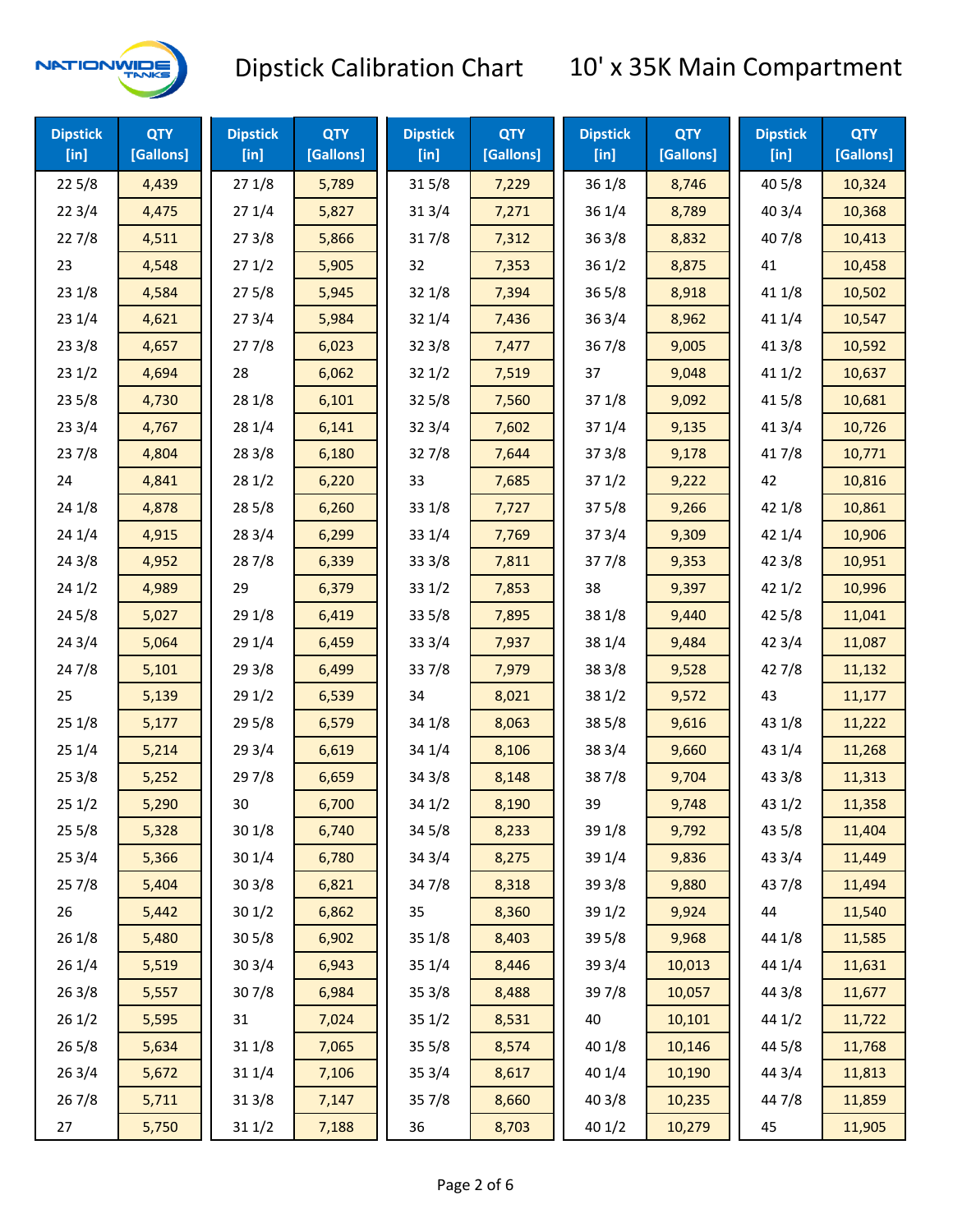# Dipstick Calibration Chart — 10' x 35K Main Compartment

| Dipstick [in] | QTY [Gallons] | Dipstick [in] | QTY [Gallons] | Dipstick [in] | QTY [Gallons] | Dipstick [in] | QTY [Gallons] | Dipstick [in] | QTY [Gallons] |
|---|---|---|---|---|---|---|---|---|---|
| 22 5/8 | 4,439 | 27 1/8 | 5,789 | 31 5/8 | 7,229 | 36 1/8 | 8,746 | 40 5/8 | 10,324 |
| 22 3/4 | 4,475 | 27 1/4 | 5,827 | 31 3/4 | 7,271 | 36 1/4 | 8,789 | 40 3/4 | 10,368 |
| 22 7/8 | 4,511 | 27 3/8 | 5,866 | 31 7/8 | 7,312 | 36 3/8 | 8,832 | 40 7/8 | 10,413 |
| 23 | 4,548 | 27 1/2 | 5,905 | 32 | 7,353 | 36 1/2 | 8,875 | 41 | 10,458 |
| 23 1/8 | 4,584 | 27 5/8 | 5,945 | 32 1/8 | 7,394 | 36 5/8 | 8,918 | 41 1/8 | 10,502 |
| 23 1/4 | 4,621 | 27 3/4 | 5,984 | 32 1/4 | 7,436 | 36 3/4 | 8,962 | 41 1/4 | 10,547 |
| 23 3/8 | 4,657 | 27 7/8 | 6,023 | 32 3/8 | 7,477 | 36 7/8 | 9,005 | 41 3/8 | 10,592 |
| 23 1/2 | 4,694 | 28 | 6,062 | 32 1/2 | 7,519 | 37 | 9,048 | 41 1/2 | 10,637 |
| 23 5/8 | 4,730 | 28 1/8 | 6,101 | 32 5/8 | 7,560 | 37 1/8 | 9,092 | 41 5/8 | 10,681 |
| 23 3/4 | 4,767 | 28 1/4 | 6,141 | 32 3/4 | 7,602 | 37 1/4 | 9,135 | 41 3/4 | 10,726 |
| 23 7/8 | 4,804 | 28 3/8 | 6,180 | 32 7/8 | 7,644 | 37 3/8 | 9,178 | 41 7/8 | 10,771 |
| 24 | 4,841 | 28 1/2 | 6,220 | 33 | 7,685 | 37 1/2 | 9,222 | 42 | 10,816 |
| 24 1/8 | 4,878 | 28 5/8 | 6,260 | 33 1/8 | 7,727 | 37 5/8 | 9,266 | 42 1/8 | 10,861 |
| 24 1/4 | 4,915 | 28 3/4 | 6,299 | 33 1/4 | 7,769 | 37 3/4 | 9,309 | 42 1/4 | 10,906 |
| 24 3/8 | 4,952 | 28 7/8 | 6,339 | 33 3/8 | 7,811 | 37 7/8 | 9,353 | 42 3/8 | 10,951 |
| 24 1/2 | 4,989 | 29 | 6,379 | 33 1/2 | 7,853 | 38 | 9,397 | 42 1/2 | 10,996 |
| 24 5/8 | 5,027 | 29 1/8 | 6,419 | 33 5/8 | 7,895 | 38 1/8 | 9,440 | 42 5/8 | 11,041 |
| 24 3/4 | 5,064 | 29 1/4 | 6,459 | 33 3/4 | 7,937 | 38 1/4 | 9,484 | 42 3/4 | 11,087 |
| 24 7/8 | 5,101 | 29 3/8 | 6,499 | 33 7/8 | 7,979 | 38 3/8 | 9,528 | 42 7/8 | 11,132 |
| 25 | 5,139 | 29 1/2 | 6,539 | 34 | 8,021 | 38 1/2 | 9,572 | 43 | 11,177 |
| 25 1/8 | 5,177 | 29 5/8 | 6,579 | 34 1/8 | 8,063 | 38 5/8 | 9,616 | 43 1/8 | 11,222 |
| 25 1/4 | 5,214 | 29 3/4 | 6,619 | 34 1/4 | 8,106 | 38 3/4 | 9,660 | 43 1/4 | 11,268 |
| 25 3/8 | 5,252 | 29 7/8 | 6,659 | 34 3/8 | 8,148 | 38 7/8 | 9,704 | 43 3/8 | 11,313 |
| 25 1/2 | 5,290 | 30 | 6,700 | 34 1/2 | 8,190 | 39 | 9,748 | 43 1/2 | 11,358 |
| 25 5/8 | 5,328 | 30 1/8 | 6,740 | 34 5/8 | 8,233 | 39 1/8 | 9,792 | 43 5/8 | 11,404 |
| 25 3/4 | 5,366 | 30 1/4 | 6,780 | 34 3/4 | 8,275 | 39 1/4 | 9,836 | 43 3/4 | 11,449 |
| 25 7/8 | 5,404 | 30 3/8 | 6,821 | 34 7/8 | 8,318 | 39 3/8 | 9,880 | 43 7/8 | 11,494 |
| 26 | 5,442 | 30 1/2 | 6,862 | 35 | 8,360 | 39 1/2 | 9,924 | 44 | 11,540 |
| 26 1/8 | 5,480 | 30 5/8 | 6,902 | 35 1/8 | 8,403 | 39 5/8 | 9,968 | 44 1/8 | 11,585 |
| 26 1/4 | 5,519 | 30 3/4 | 6,943 | 35 1/4 | 8,446 | 39 3/4 | 10,013 | 44 1/4 | 11,631 |
| 26 3/8 | 5,557 | 30 7/8 | 6,984 | 35 3/8 | 8,488 | 39 7/8 | 10,057 | 44 3/8 | 11,677 |
| 26 1/2 | 5,595 | 31 | 7,024 | 35 1/2 | 8,531 | 40 | 10,101 | 44 1/2 | 11,722 |
| 26 5/8 | 5,634 | 31 1/8 | 7,065 | 35 5/8 | 8,574 | 40 1/8 | 10,146 | 44 5/8 | 11,768 |
| 26 3/4 | 5,672 | 31 1/4 | 7,106 | 35 3/4 | 8,617 | 40 1/4 | 10,190 | 44 3/4 | 11,813 |
| 26 7/8 | 5,711 | 31 3/8 | 7,147 | 35 7/8 | 8,660 | 40 3/8 | 10,235 | 44 7/8 | 11,859 |
| 27 | 5,750 | 31 1/2 | 7,188 | 36 | 8,703 | 40 1/2 | 10,279 | 45 | 11,905 |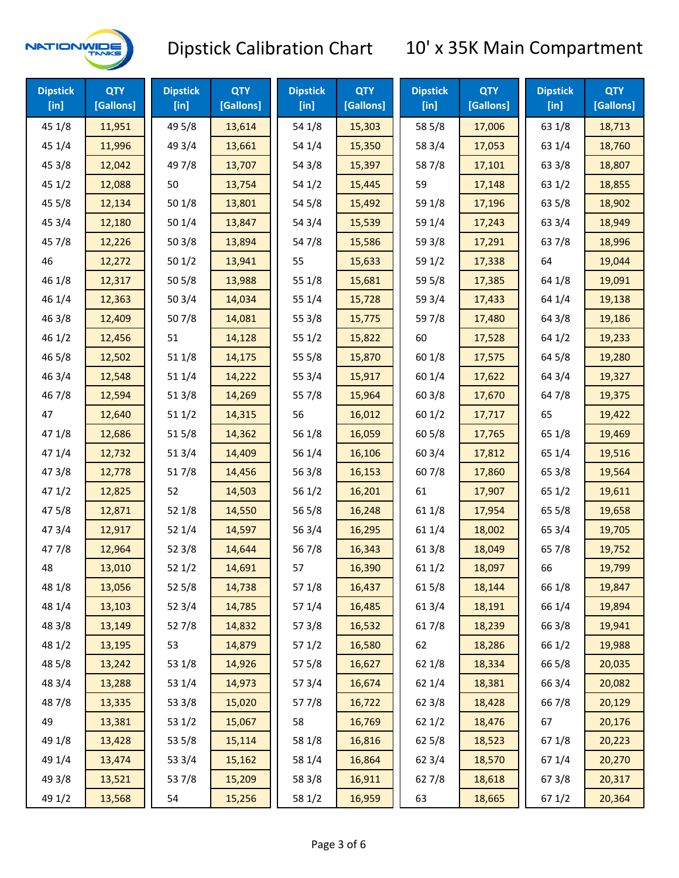# Dipstick Calibration Chart 10' x 35K Main Compartment

| Dipstick [in] | QTY [Gallons] | Dipstick [in] | QTY [Gallons] | Dipstick [in] | QTY [Gallons] | Dipstick [in] | QTY [Gallons] | Dipstick [in] | QTY [Gallons] |
|---|---|---|---|---|---|---|---|---|---|
| 45 1/8 | 11,951 | 49 5/8 | 13,614 | 54 1/8 | 15,303 | 58 5/8 | 17,006 | 63 1/8 | 18,713 |
| 45 1/4 | 11,996 | 49 3/4 | 13,661 | 54 1/4 | 15,350 | 58 3/4 | 17,053 | 63 1/4 | 18,760 |
| 45 3/8 | 12,042 | 49 7/8 | 13,707 | 54 3/8 | 15,397 | 58 7/8 | 17,101 | 63 3/8 | 18,807 |
| 45 1/2 | 12,088 | 50 | 13,754 | 54 1/2 | 15,445 | 59 | 17,148 | 63 1/2 | 18,855 |
| 45 5/8 | 12,134 | 50 1/8 | 13,801 | 54 5/8 | 15,492 | 59 1/8 | 17,196 | 63 5/8 | 18,902 |
| 45 3/4 | 12,180 | 50 1/4 | 13,847 | 54 3/4 | 15,539 | 59 1/4 | 17,243 | 63 3/4 | 18,949 |
| 45 7/8 | 12,226 | 50 3/8 | 13,894 | 54 7/8 | 15,586 | 59 3/8 | 17,291 | 63 7/8 | 18,996 |
| 46 | 12,272 | 50 1/2 | 13,941 | 55 | 15,633 | 59 1/2 | 17,338 | 64 | 19,044 |
| 46 1/8 | 12,317 | 50 5/8 | 13,988 | 55 1/8 | 15,681 | 59 5/8 | 17,385 | 64 1/8 | 19,091 |
| 46 1/4 | 12,363 | 50 3/4 | 14,034 | 55 1/4 | 15,728 | 59 3/4 | 17,433 | 64 1/4 | 19,138 |
| 46 3/8 | 12,409 | 50 7/8 | 14,081 | 55 3/8 | 15,775 | 59 7/8 | 17,480 | 64 3/8 | 19,186 |
| 46 1/2 | 12,456 | 51 | 14,128 | 55 1/2 | 15,822 | 60 | 17,528 | 64 1/2 | 19,233 |
| 46 5/8 | 12,502 | 51 1/8 | 14,175 | 55 5/8 | 15,870 | 60 1/8 | 17,575 | 64 5/8 | 19,280 |
| 46 3/4 | 12,548 | 51 1/4 | 14,222 | 55 3/4 | 15,917 | 60 1/4 | 17,622 | 64 3/4 | 19,327 |
| 46 7/8 | 12,594 | 51 3/8 | 14,269 | 55 7/8 | 15,964 | 60 3/8 | 17,670 | 64 7/8 | 19,375 |
| 47 | 12,640 | 51 1/2 | 14,315 | 56 | 16,012 | 60 1/2 | 17,717 | 65 | 19,422 |
| 47 1/8 | 12,686 | 51 5/8 | 14,362 | 56 1/8 | 16,059 | 60 5/8 | 17,765 | 65 1/8 | 19,469 |
| 47 1/4 | 12,732 | 51 3/4 | 14,409 | 56 1/4 | 16,106 | 60 3/4 | 17,812 | 65 1/4 | 19,516 |
| 47 3/8 | 12,778 | 51 7/8 | 14,456 | 56 3/8 | 16,153 | 60 7/8 | 17,860 | 65 3/8 | 19,564 |
| 47 1/2 | 12,825 | 52 | 14,503 | 56 1/2 | 16,201 | 61 | 17,907 | 65 1/2 | 19,611 |
| 47 5/8 | 12,871 | 52 1/8 | 14,550 | 56 5/8 | 16,248 | 61 1/8 | 17,954 | 65 5/8 | 19,658 |
| 47 3/4 | 12,917 | 52 1/4 | 14,597 | 56 3/4 | 16,295 | 61 1/4 | 18,002 | 65 3/4 | 19,705 |
| 47 7/8 | 12,964 | 52 3/8 | 14,644 | 56 7/8 | 16,343 | 61 3/8 | 18,049 | 65 7/8 | 19,752 |
| 48 | 13,010 | 52 1/2 | 14,691 | 57 | 16,390 | 61 1/2 | 18,097 | 66 | 19,799 |
| 48 1/8 | 13,056 | 52 5/8 | 14,738 | 57 1/8 | 16,437 | 61 5/8 | 18,144 | 66 1/8 | 19,847 |
| 48 1/4 | 13,103 | 52 3/4 | 14,785 | 57 1/4 | 16,485 | 61 3/4 | 18,191 | 66 1/4 | 19,894 |
| 48 3/8 | 13,149 | 52 7/8 | 14,832 | 57 3/8 | 16,532 | 61 7/8 | 18,239 | 66 3/8 | 19,941 |
| 48 1/2 | 13,195 | 53 | 14,879 | 57 1/2 | 16,580 | 62 | 18,286 | 66 1/2 | 19,988 |
| 48 5/8 | 13,242 | 53 1/8 | 14,926 | 57 5/8 | 16,627 | 62 1/8 | 18,334 | 66 5/8 | 20,035 |
| 48 3/4 | 13,288 | 53 1/4 | 14,973 | 57 3/4 | 16,674 | 62 1/4 | 18,381 | 66 3/4 | 20,082 |
| 48 7/8 | 13,335 | 53 3/8 | 15,020 | 57 7/8 | 16,722 | 62 3/8 | 18,428 | 66 7/8 | 20,129 |
| 49 | 13,381 | 53 1/2 | 15,067 | 58 | 16,769 | 62 1/2 | 18,476 | 67 | 20,176 |
| 49 1/8 | 13,428 | 53 5/8 | 15,114 | 58 1/8 | 16,816 | 62 5/8 | 18,523 | 67 1/8 | 20,223 |
| 49 1/4 | 13,474 | 53 3/4 | 15,162 | 58 1/4 | 16,864 | 62 3/4 | 18,570 | 67 1/4 | 20,270 |
| 49 3/8 | 13,521 | 53 7/8 | 15,209 | 58 3/8 | 16,911 | 62 7/8 | 18,618 | 67 3/8 | 20,317 |
| 49 1/2 | 13,568 | 54 | 15,256 | 58 1/2 | 16,959 | 63 | 18,665 | 67 1/2 | 20,364 |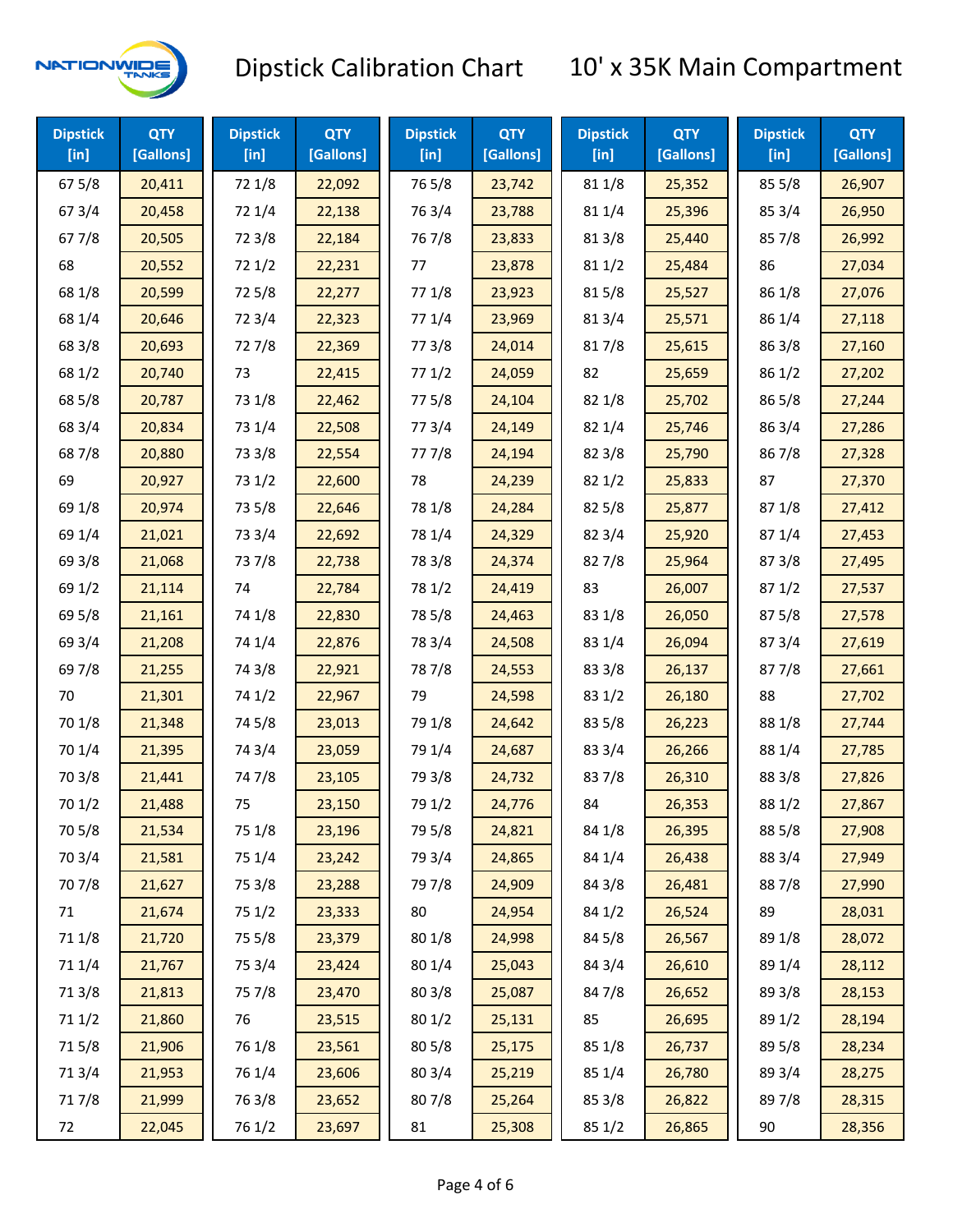# Dipstick Calibration Chart

## 10' x 35K Main Compartment

| Dipstick [in] | QTY [Gallons] | Dipstick [in] | QTY [Gallons] | Dipstick [in] | QTY [Gallons] | Dipstick [in] | QTY [Gallons] | Dipstick [in] | QTY [Gallons] |
|---|---|---|---|---|---|---|---|---|---|
| 67 5/8 | 20,411 | 72 1/8 | 22,092 | 76 5/8 | 23,742 | 81 1/8 | 25,352 | 85 5/8 | 26,907 |
| 67 3/4 | 20,458 | 72 1/4 | 22,138 | 76 3/4 | 23,788 | 81 1/4 | 25,396 | 85 3/4 | 26,950 |
| 67 7/8 | 20,505 | 72 3/8 | 22,184 | 76 7/8 | 23,833 | 81 3/8 | 25,440 | 85 7/8 | 26,992 |
| 68 | 20,552 | 72 1/2 | 22,231 | 77 | 23,878 | 81 1/2 | 25,484 | 86 | 27,034 |
| 68 1/8 | 20,599 | 72 5/8 | 22,277 | 77 1/8 | 23,923 | 81 5/8 | 25,527 | 86 1/8 | 27,076 |
| 68 1/4 | 20,646 | 72 3/4 | 22,323 | 77 1/4 | 23,969 | 81 3/4 | 25,571 | 86 1/4 | 27,118 |
| 68 3/8 | 20,693 | 72 7/8 | 22,369 | 77 3/8 | 24,014 | 81 7/8 | 25,615 | 86 3/8 | 27,160 |
| 68 1/2 | 20,740 | 73 | 22,415 | 77 1/2 | 24,059 | 82 | 25,659 | 86 1/2 | 27,202 |
| 68 5/8 | 20,787 | 73 1/8 | 22,462 | 77 5/8 | 24,104 | 82 1/8 | 25,702 | 86 5/8 | 27,244 |
| 68 3/4 | 20,834 | 73 1/4 | 22,508 | 77 3/4 | 24,149 | 82 1/4 | 25,746 | 86 3/4 | 27,286 |
| 68 7/8 | 20,880 | 73 3/8 | 22,554 | 77 7/8 | 24,194 | 82 3/8 | 25,790 | 86 7/8 | 27,328 |
| 69 | 20,927 | 73 1/2 | 22,600 | 78 | 24,239 | 82 1/2 | 25,833 | 87 | 27,370 |
| 69 1/8 | 20,974 | 73 5/8 | 22,646 | 78 1/8 | 24,284 | 82 5/8 | 25,877 | 87 1/8 | 27,412 |
| 69 1/4 | 21,021 | 73 3/4 | 22,692 | 78 1/4 | 24,329 | 82 3/4 | 25,920 | 87 1/4 | 27,453 |
| 69 3/8 | 21,068 | 73 7/8 | 22,738 | 78 3/8 | 24,374 | 82 7/8 | 25,964 | 87 3/8 | 27,495 |
| 69 1/2 | 21,114 | 74 | 22,784 | 78 1/2 | 24,419 | 83 | 26,007 | 87 1/2 | 27,537 |
| 69 5/8 | 21,161 | 74 1/8 | 22,830 | 78 5/8 | 24,463 | 83 1/8 | 26,050 | 87 5/8 | 27,578 |
| 69 3/4 | 21,208 | 74 1/4 | 22,876 | 78 3/4 | 24,508 | 83 1/4 | 26,094 | 87 3/4 | 27,619 |
| 69 7/8 | 21,255 | 74 3/8 | 22,921 | 78 7/8 | 24,553 | 83 3/8 | 26,137 | 87 7/8 | 27,661 |
| 70 | 21,301 | 74 1/2 | 22,967 | 79 | 24,598 | 83 1/2 | 26,180 | 88 | 27,702 |
| 70 1/8 | 21,348 | 74 5/8 | 23,013 | 79 1/8 | 24,642 | 83 5/8 | 26,223 | 88 1/8 | 27,744 |
| 70 1/4 | 21,395 | 74 3/4 | 23,059 | 79 1/4 | 24,687 | 83 3/4 | 26,266 | 88 1/4 | 27,785 |
| 70 3/8 | 21,441 | 74 7/8 | 23,105 | 79 3/8 | 24,732 | 83 7/8 | 26,310 | 88 3/8 | 27,826 |
| 70 1/2 | 21,488 | 75 | 23,150 | 79 1/2 | 24,776 | 84 | 26,353 | 88 1/2 | 27,867 |
| 70 5/8 | 21,534 | 75 1/8 | 23,196 | 79 5/8 | 24,821 | 84 1/8 | 26,395 | 88 5/8 | 27,908 |
| 70 3/4 | 21,581 | 75 1/4 | 23,242 | 79 3/4 | 24,865 | 84 1/4 | 26,438 | 88 3/4 | 27,949 |
| 70 7/8 | 21,627 | 75 3/8 | 23,288 | 79 7/8 | 24,909 | 84 3/8 | 26,481 | 88 7/8 | 27,990 |
| 71 | 21,674 | 75 1/2 | 23,333 | 80 | 24,954 | 84 1/2 | 26,524 | 89 | 28,031 |
| 71 1/8 | 21,720 | 75 5/8 | 23,379 | 80 1/8 | 24,998 | 84 5/8 | 26,567 | 89 1/8 | 28,072 |
| 71 1/4 | 21,767 | 75 3/4 | 23,424 | 80 1/4 | 25,043 | 84 3/4 | 26,610 | 89 1/4 | 28,112 |
| 71 3/8 | 21,813 | 75 7/8 | 23,470 | 80 3/8 | 25,087 | 84 7/8 | 26,652 | 89 3/8 | 28,153 |
| 71 1/2 | 21,860 | 76 | 23,515 | 80 1/2 | 25,131 | 85 | 26,695 | 89 1/2 | 28,194 |
| 71 5/8 | 21,906 | 76 1/8 | 23,561 | 80 5/8 | 25,175 | 85 1/8 | 26,737 | 89 5/8 | 28,234 |
| 71 3/4 | 21,953 | 76 1/4 | 23,606 | 80 3/4 | 25,219 | 85 1/4 | 26,780 | 89 3/4 | 28,275 |
| 71 7/8 | 21,999 | 76 3/8 | 23,652 | 80 7/8 | 25,264 | 85 3/8 | 26,822 | 89 7/8 | 28,315 |
| 72 | 22,045 | 76 1/2 | 23,697 | 81 | 25,308 | 85 1/2 | 26,865 | 90 | 28,356 |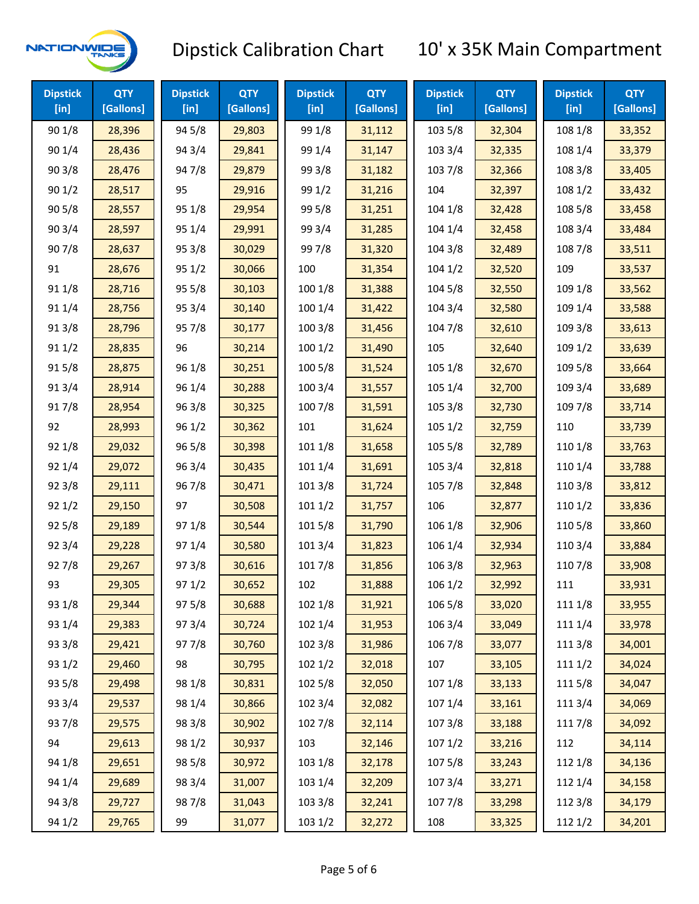# Dipstick Calibration Chart

## 10' x 35K Main Compartment

| Dipstick [in] | QTY [Gallons] | Dipstick [in] | QTY [Gallons] | Dipstick [in] | QTY [Gallons] | Dipstick [in] | QTY [Gallons] | Dipstick [in] | QTY [Gallons] |
|---|---|---|---|---|---|---|---|---|---|
| 90 1/8 | 28,396 | 94 5/8 | 29,803 | 99 1/8 | 31,112 | 103 5/8 | 32,304 | 108 1/8 | 33,352 |
| 90 1/4 | 28,436 | 94 3/4 | 29,841 | 99 1/4 | 31,147 | 103 3/4 | 32,335 | 108 1/4 | 33,379 |
| 90 3/8 | 28,476 | 94 7/8 | 29,879 | 99 3/8 | 31,182 | 103 7/8 | 32,366 | 108 3/8 | 33,405 |
| 90 1/2 | 28,517 | 95 | 29,916 | 99 1/2 | 31,216 | 104 | 32,397 | 108 1/2 | 33,432 |
| 90 5/8 | 28,557 | 95 1/8 | 29,954 | 99 5/8 | 31,251 | 104 1/8 | 32,428 | 108 5/8 | 33,458 |
| 90 3/4 | 28,597 | 95 1/4 | 29,991 | 99 3/4 | 31,285 | 104 1/4 | 32,458 | 108 3/4 | 33,484 |
| 90 7/8 | 28,637 | 95 3/8 | 30,029 | 99 7/8 | 31,320 | 104 3/8 | 32,489 | 108 7/8 | 33,511 |
| 91 | 28,676 | 95 1/2 | 30,066 | 100 | 31,354 | 104 1/2 | 32,520 | 109 | 33,537 |
| 91 1/8 | 28,716 | 95 5/8 | 30,103 | 100 1/8 | 31,388 | 104 5/8 | 32,550 | 109 1/8 | 33,562 |
| 91 1/4 | 28,756 | 95 3/4 | 30,140 | 100 1/4 | 31,422 | 104 3/4 | 32,580 | 109 1/4 | 33,588 |
| 91 3/8 | 28,796 | 95 7/8 | 30,177 | 100 3/8 | 31,456 | 104 7/8 | 32,610 | 109 3/8 | 33,613 |
| 91 1/2 | 28,835 | 96 | 30,214 | 100 1/2 | 31,490 | 105 | 32,640 | 109 1/2 | 33,639 |
| 91 5/8 | 28,875 | 96 1/8 | 30,251 | 100 5/8 | 31,524 | 105 1/8 | 32,670 | 109 5/8 | 33,664 |
| 91 3/4 | 28,914 | 96 1/4 | 30,288 | 100 3/4 | 31,557 | 105 1/4 | 32,700 | 109 3/4 | 33,689 |
| 91 7/8 | 28,954 | 96 3/8 | 30,325 | 100 7/8 | 31,591 | 105 3/8 | 32,730 | 109 7/8 | 33,714 |
| 92 | 28,993 | 96 1/2 | 30,362 | 101 | 31,624 | 105 1/2 | 32,759 | 110 | 33,739 |
| 92 1/8 | 29,032 | 96 5/8 | 30,398 | 101 1/8 | 31,658 | 105 5/8 | 32,789 | 110 1/8 | 33,763 |
| 92 1/4 | 29,072 | 96 3/4 | 30,435 | 101 1/4 | 31,691 | 105 3/4 | 32,818 | 110 1/4 | 33,788 |
| 92 3/8 | 29,111 | 96 7/8 | 30,471 | 101 3/8 | 31,724 | 105 7/8 | 32,848 | 110 3/8 | 33,812 |
| 92 1/2 | 29,150 | 97 | 30,508 | 101 1/2 | 31,757 | 106 | 32,877 | 110 1/2 | 33,836 |
| 92 5/8 | 29,189 | 97 1/8 | 30,544 | 101 5/8 | 31,790 | 106 1/8 | 32,906 | 110 5/8 | 33,860 |
| 92 3/4 | 29,228 | 97 1/4 | 30,580 | 101 3/4 | 31,823 | 106 1/4 | 32,934 | 110 3/4 | 33,884 |
| 92 7/8 | 29,267 | 97 3/8 | 30,616 | 101 7/8 | 31,856 | 106 3/8 | 32,963 | 110 7/8 | 33,908 |
| 93 | 29,305 | 97 1/2 | 30,652 | 102 | 31,888 | 106 1/2 | 32,992 | 111 | 33,931 |
| 93 1/8 | 29,344 | 97 5/8 | 30,688 | 102 1/8 | 31,921 | 106 5/8 | 33,020 | 111 1/8 | 33,955 |
| 93 1/4 | 29,383 | 97 3/4 | 30,724 | 102 1/4 | 31,953 | 106 3/4 | 33,049 | 111 1/4 | 33,978 |
| 93 3/8 | 29,421 | 97 7/8 | 30,760 | 102 3/8 | 31,986 | 106 7/8 | 33,077 | 111 3/8 | 34,001 |
| 93 1/2 | 29,460 | 98 | 30,795 | 102 1/2 | 32,018 | 107 | 33,105 | 111 1/2 | 34,024 |
| 93 5/8 | 29,498 | 98 1/8 | 30,831 | 102 5/8 | 32,050 | 107 1/8 | 33,133 | 111 5/8 | 34,047 |
| 93 3/4 | 29,537 | 98 1/4 | 30,866 | 102 3/4 | 32,082 | 107 1/4 | 33,161 | 111 3/4 | 34,069 |
| 93 7/8 | 29,575 | 98 3/8 | 30,902 | 102 7/8 | 32,114 | 107 3/8 | 33,188 | 111 7/8 | 34,092 |
| 94 | 29,613 | 98 1/2 | 30,937 | 103 | 32,146 | 107 1/2 | 33,216 | 112 | 34,114 |
| 94 1/8 | 29,651 | 98 5/8 | 30,972 | 103 1/8 | 32,178 | 107 5/8 | 33,243 | 112 1/8 | 34,136 |
| 94 1/4 | 29,689 | 98 3/4 | 31,007 | 103 1/4 | 32,209 | 107 3/4 | 33,271 | 112 1/4 | 34,158 |
| 94 3/8 | 29,727 | 98 7/8 | 31,043 | 103 3/8 | 32,241 | 107 7/8 | 33,298 | 112 3/8 | 34,179 |
| 94 1/2 | 29,765 | 99 | 31,077 | 103 1/2 | 32,272 | 108 | 33,325 | 112 1/2 | 34,201 |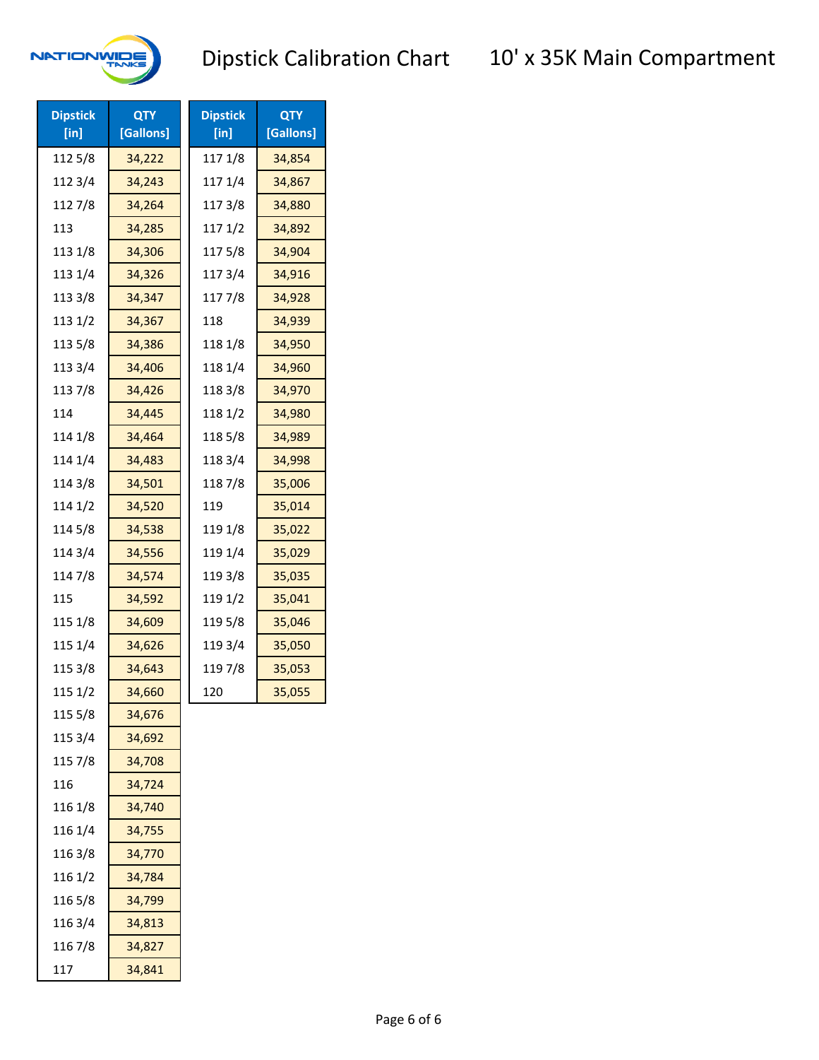# Dipstick Calibration Chart — 10' x 35K Main Compartment

| Dipstick [in] | QTY [Gallons] |
|---|---|
| 112 5/8 | 34,222 |
| 112 3/4 | 34,243 |
| 112 7/8 | 34,264 |
| 113 | 34,285 |
| 113 1/8 | 34,306 |
| 113 1/4 | 34,326 |
| 113 3/8 | 34,347 |
| 113 1/2 | 34,367 |
| 113 5/8 | 34,386 |
| 113 3/4 | 34,406 |
| 113 7/8 | 34,426 |
| 114 | 34,445 |
| 114 1/8 | 34,464 |
| 114 1/4 | 34,483 |
| 114 3/8 | 34,501 |
| 114 1/2 | 34,520 |
| 114 5/8 | 34,538 |
| 114 3/4 | 34,556 |
| 114 7/8 | 34,574 |
| 115 | 34,592 |
| 115 1/8 | 34,609 |
| 115 1/4 | 34,626 |
| 115 3/8 | 34,643 |
| 115 1/2 | 34,660 |
| 115 5/8 | 34,676 |
| 115 3/4 | 34,692 |
| 115 7/8 | 34,708 |
| 116 | 34,724 |
| 116 1/8 | 34,740 |
| 116 1/4 | 34,755 |
| 116 3/8 | 34,770 |
| 116 1/2 | 34,784 |
| 116 5/8 | 34,799 |
| 116 3/4 | 34,813 |
| 116 7/8 | 34,827 |
| 117 | 34,841 |
| 117 1/8 | 34,854 |
| 117 1/4 | 34,867 |
| 117 3/8 | 34,880 |
| 117 1/2 | 34,892 |
| 117 5/8 | 34,904 |
| 117 3/4 | 34,916 |
| 117 7/8 | 34,928 |
| 118 | 34,939 |
| 118 1/8 | 34,950 |
| 118 1/4 | 34,960 |
| 118 3/8 | 34,970 |
| 118 1/2 | 34,980 |
| 118 5/8 | 34,989 |
| 118 3/4 | 34,998 |
| 118 7/8 | 35,006 |
| 119 | 35,014 |
| 119 1/8 | 35,022 |
| 119 1/4 | 35,029 |
| 119 3/8 | 35,035 |
| 119 1/2 | 35,041 |
| 119 5/8 | 35,046 |
| 119 3/4 | 35,050 |
| 119 7/8 | 35,053 |
| 120 | 35,055 |